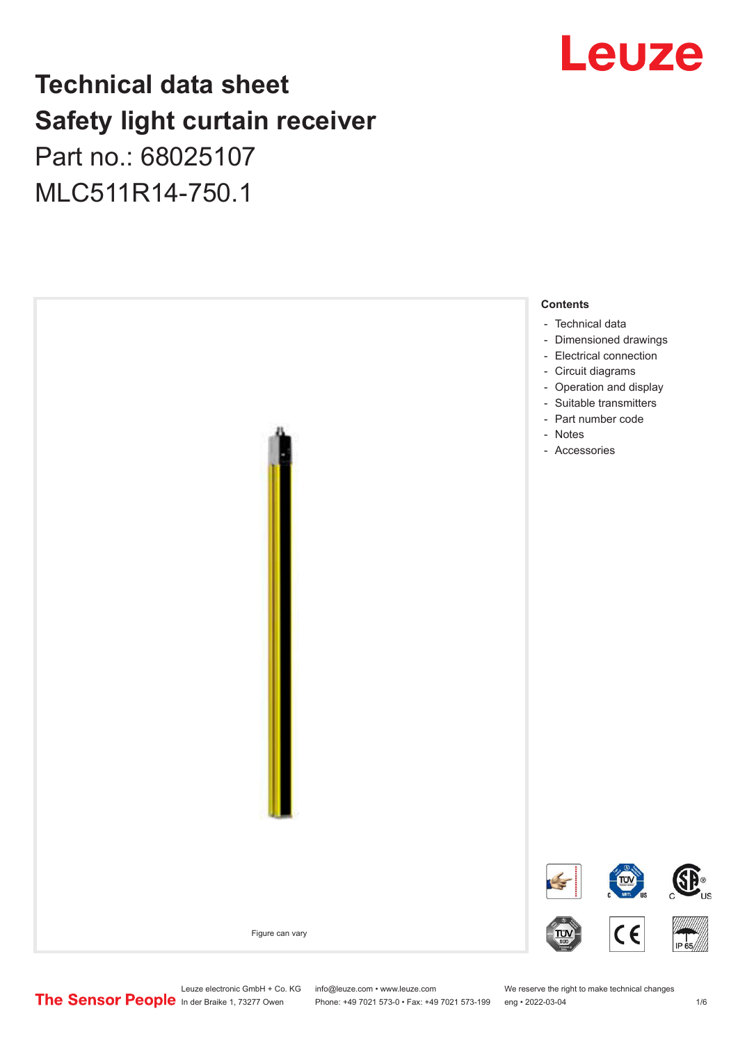# Technical data sheet
# Safety light curtain receiver

Part no.: 68025107

MLC511R14-750.1

Figure can vary

**Contents**

- Technical data
- Dimensioned drawings
- Electrical connection
- Circuit diagrams
- Operation and display
- Suitable transmitters
- Part number code
- Notes
- Accessories

Leuze electronic GmbH + Co. KG
In der Braike 1, 73277 Owen

info@leuze.com • www.leuze.com
Phone: +49 7021 573-0 • Fax: +49 7021 573-199

We reserve the right to make technical changes
eng • 2022-03-04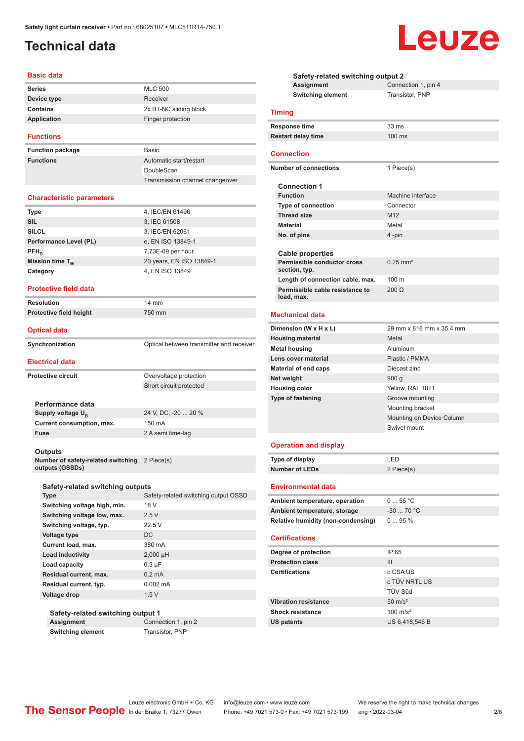Safety light curtain receiver • Part no.: 68025107 • MLC511R14-750.1

# Technical data

## Basic data

| | |
|---|---|
| Series | MLC 500 |
| Device type | Receiver |
| Contains | 2x BT-NC sliding block |
| Application | Finger protection |

## Functions

| | |
|---|---|
| Function package | Basic |
| Functions | Automatic start/restart |
| | DoubleScan |
| | Transmission channel changeover |

## Characteristic parameters

| | |
|---|---|
| Type | 4, IEC/EN 61496 |
| SIL | 3, IEC 61508 |
| SILCL | 3, IEC/EN 62061 |
| Performance Level (PL) | e, EN ISO 13849-1 |
| $PFH_D$ | 7.73E-09 per hour |
| Mission time $T_M$ | 20 years, EN ISO 13849-1 |
| Category | 4, EN ISO 13849 |

## Protective field data

| | |
|---|---|
| Resolution | 14 mm |
| Protective field height | 750 mm |

## Optical data

| | |
|---|---|
| Synchronization | Optical between transmitter and receiver |

## Electrical data

| | |
|---|---|
| Protective circuit | Overvoltage protection |
| | Short circuit protected |

### Performance data

| | |
|---|---|
| Supply voltage $U_B$ | 24 V, DC, -20 ... 20 % |
| Current consumption, max. | 150 mA |
| Fuse | 2 A semi time-lag |

### Outputs

| | |
|---|---|
| Number of safety-related switching outputs (OSSDs) | 2 Piece(s) |

#### Safety-related switching outputs

| | |
|---|---|
| Type | Safety-related switching output OSSD |
| Switching voltage high, min. | 18 V |
| Switching voltage low, max. | 2.5 V |
| Switching voltage, typ. | 22.5 V |
| Voltage type | DC |
| Current load, max. | 380 mA |
| Load inductivity | 2,000 µH |
| Load capacity | 0.3 µF |
| Residual current, max. | 0.2 mA |
| Residual current, typ. | 0.002 mA |
| Voltage drop | 1.5 V |

##### Safety-related switching output 1

| | |
|---|---|
| Assignment | Connection 1, pin 2 |
| Switching element | Transistor, PNP |

##### Safety-related switching output 2

| | |
|---|---|
| Assignment | Connection 1, pin 4 |
| Switching element | Transistor, PNP |

## Timing

| | |
|---|---|
| Response time | 33 ms |
| Restart delay time | 100 ms |

## Connection

| | |
|---|---|
| Number of connections | 1 Piece(s) |

### Connection 1

| | |
|---|---|
| Function | Machine interface |
| Type of connection | Connector |
| Thread size | M12 |
| Material | Metal |
| No. of pins | 4 -pin |

### Cable properties

| | |
|---|---|
| Permissible conductor cross section, typ. | 0.25 mm² |
| Length of connection cable, max. | 100 m |
| Permissible cable resistance to load, max. | 200 Ω |

## Mechanical data

| | |
|---|---|
| Dimension (W x H x L) | 29 mm x 816 mm x 35.4 mm |
| Housing material | Metal |
| Metal housing | Aluminum |
| Lens cover material | Plastic / PMMA |
| Material of end caps | Diecast zinc |
| Net weight | 900 g |
| Housing color | Yellow, RAL 1021 |
| Type of fastening | Groove mounting |
| | Mounting bracket |
| | Mounting on Device Column |
| | Swivel mount |

## Operation and display

| | |
|---|---|
| Type of display | LED |
| Number of LEDs | 2 Piece(s) |

## Environmental data

| | |
|---|---|
| Ambient temperature, operation | 0 ... 55 °C |
| Ambient temperature, storage | -30 ... 70 °C |
| Relative humidity (non-condensing) | 0 ... 95 % |

## Certifications

| | |
|---|---|
| Degree of protection | IP 65 |
| Protection class | III |
| Certifications | c CSA US |
| | c TÜV NRTL US |
| | TÜV Süd |
| Vibration resistance | 50 m/s² |
| Shock resistance | 100 m/s² |
| US patents | US 6,418,546 B |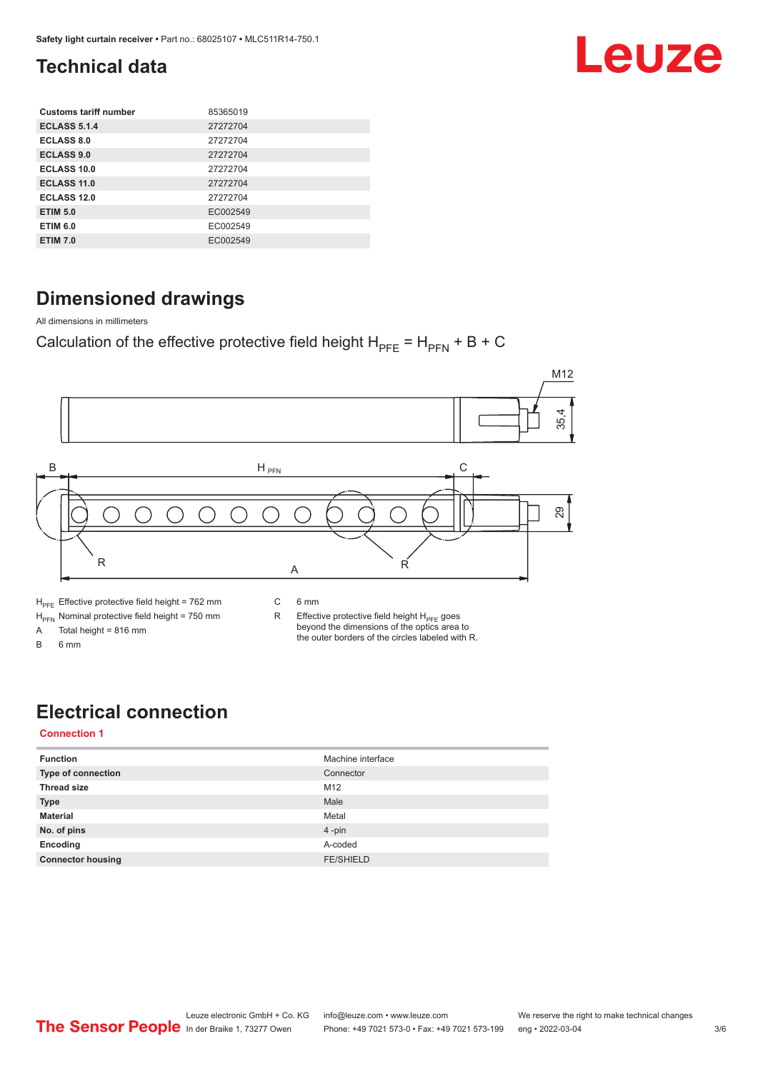# Technical data

| Customs tariff number | 85365019 |
|---|---|
| ECLASS 5.1.4 | 27272704 |
| ECLASS 8.0 | 27272704 |
| ECLASS 9.0 | 27272704 |
| ECLASS 10.0 | 27272704 |
| ECLASS 11.0 | 27272704 |
| ECLASS 12.0 | 27272704 |
| ETIM 5.0 | EC002549 |
| ETIM 6.0 | EC002549 |
| ETIM 7.0 | EC002549 |

# Dimensioned drawings

All dimensions in millimeters

Calculation of the effective protective field height $H_{PFE} = H_{PFN} + B + C$

$H_{PFE}$ Effective protective field height = 762 mm

$H_{PFN}$ Nominal protective field height = 750 mm

A Total height = 816 mm

B 6 mm

C 6 mm

R Effective protective field height $H_{PFE}$ goes beyond the dimensions of the optics area to the outer borders of the circles labeled with R.

# Electrical connection

**Connection 1**

| Function | Machine interface |
|---|---|
| Type of connection | Connector |
| Thread size | M12 |
| Type | Male |
| Material | Metal |
| No. of pins | 4 -pin |
| Encoding | A-coded |
| Connector housing | FE/SHIELD |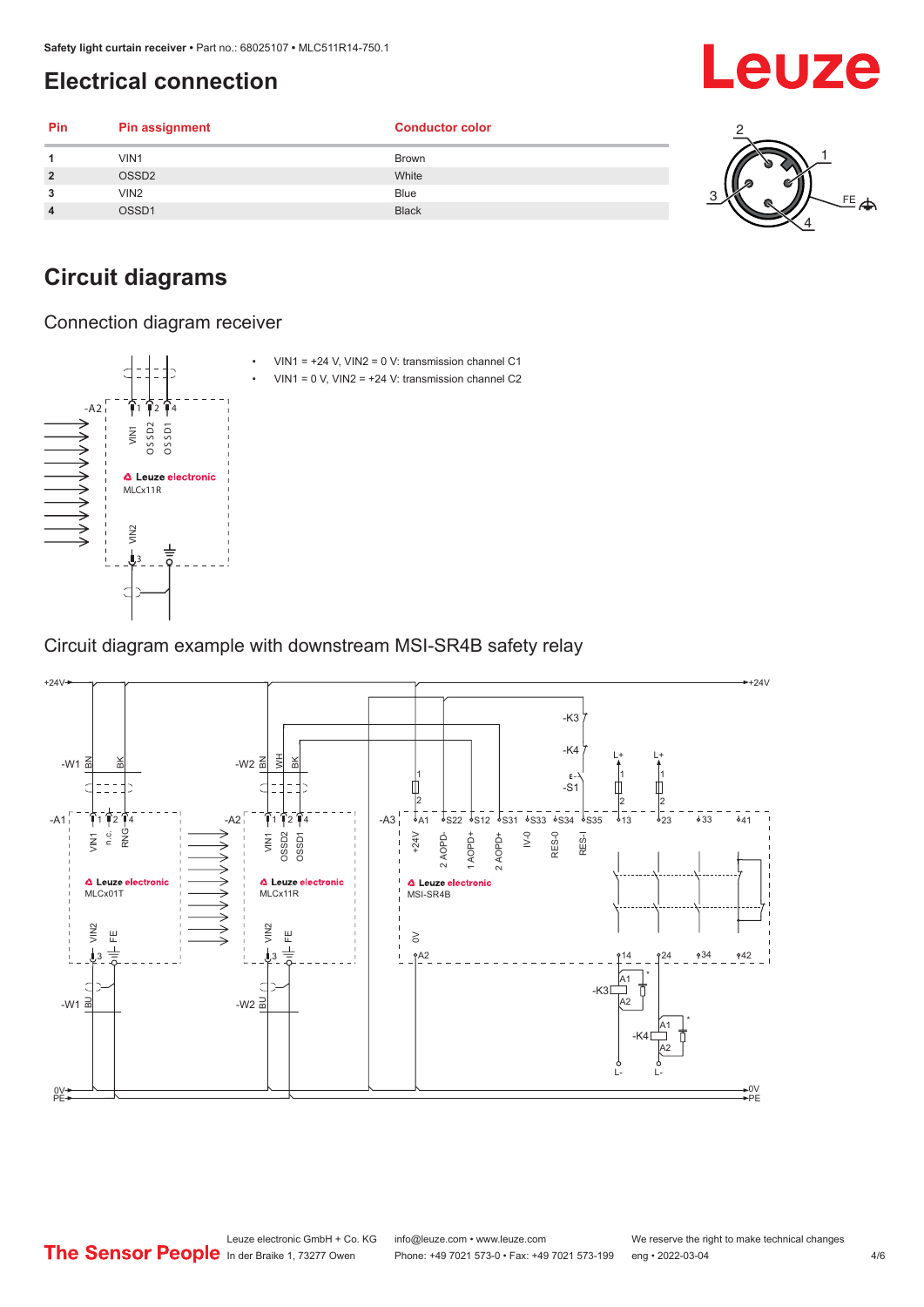# Electrical connection

| Pin | Pin assignment | Conductor color |
|---|---|---|
| 1 | VIN1 | Brown |
| 2 | OSSD2 | White |
| 3 | VIN2 | Blue |
| 4 | OSSD1 | Black |

# Circuit diagrams

## Connection diagram receiver

- VIN1 = +24 V, VIN2 = 0 V: transmission channel C1
- VIN1 = 0 V, VIN2 = +24 V: transmission channel C2

## Circuit diagram example with downstream MSI-SR4B safety relay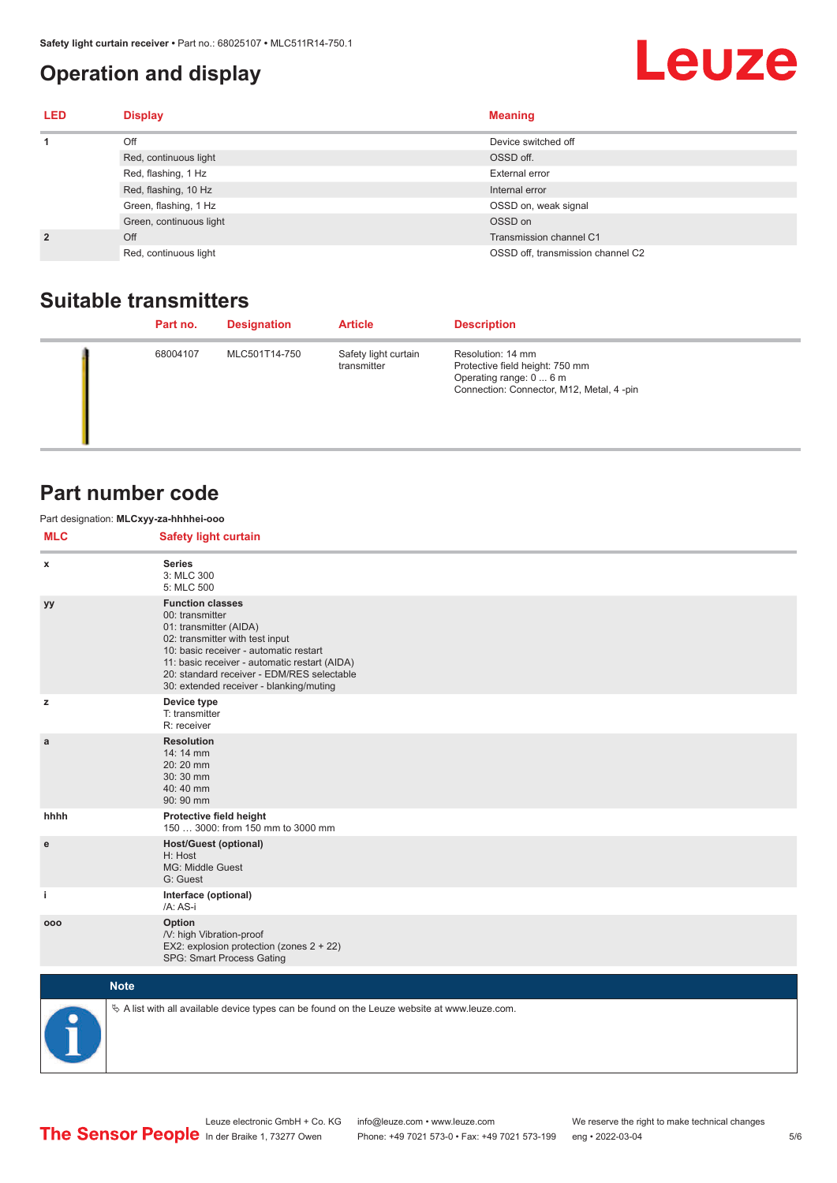## Operation and display

| LED | Display | Meaning |
|---|---|---|
| 1 | Off | Device switched off |
| | Red, continuous light | OSSD off. |
| | Red, flashing, 1 Hz | External error |
| | Red, flashing, 10 Hz | Internal error |
| | Green, flashing, 1 Hz | OSSD on, weak signal |
| | Green, continuous light | OSSD on |
| 2 | Off | Transmission channel C1 |
| | Red, continuous light | OSSD off, transmission channel C2 |

## Suitable transmitters

| | Part no. | Designation | Article | Description |
|---|---|---|---|---|
| | 68004107 | MLC501T14-750 | Safety light curtain transmitter | Resolution: 14 mm<br>Protective field height: 750 mm<br>Operating range: 0 ... 6 m<br>Connection: Connector, M12, Metal, 4 -pin |

## Part number code

Part designation: **MLCxyy-za-hhhhei-ooo**

| MLC | Safety light curtain |
|---|---|
| x | **Series**<br>3: MLC 300<br>5: MLC 500 |
| yy | **Function classes**<br>00: transmitter<br>01: transmitter (AIDA)<br>02: transmitter with test input<br>10: basic receiver - automatic restart<br>11: basic receiver - automatic restart (AIDA)<br>20: standard receiver - EDM/RES selectable<br>30: extended receiver - blanking/muting |
| z | **Device type**<br>T: transmitter<br>R: receiver |
| a | **Resolution**<br>14: 14 mm<br>20: 20 mm<br>30: 30 mm<br>40: 40 mm<br>90: 90 mm |
| hhhh | **Protective field height**<br>150 … 3000: from 150 mm to 3000 mm |
| e | **Host/Guest (optional)**<br>H: Host<br>MG: Middle Guest<br>G: Guest |
| i | **Interface (optional)**<br>/A: AS-i |
| ooo | **Option**<br>/V: high Vibration-proof<br>EX2: explosion protection (zones 2 + 22)<br>SPG: Smart Process Gating |

**Note**

A list with all available device types can be found on the Leuze website at www.leuze.com.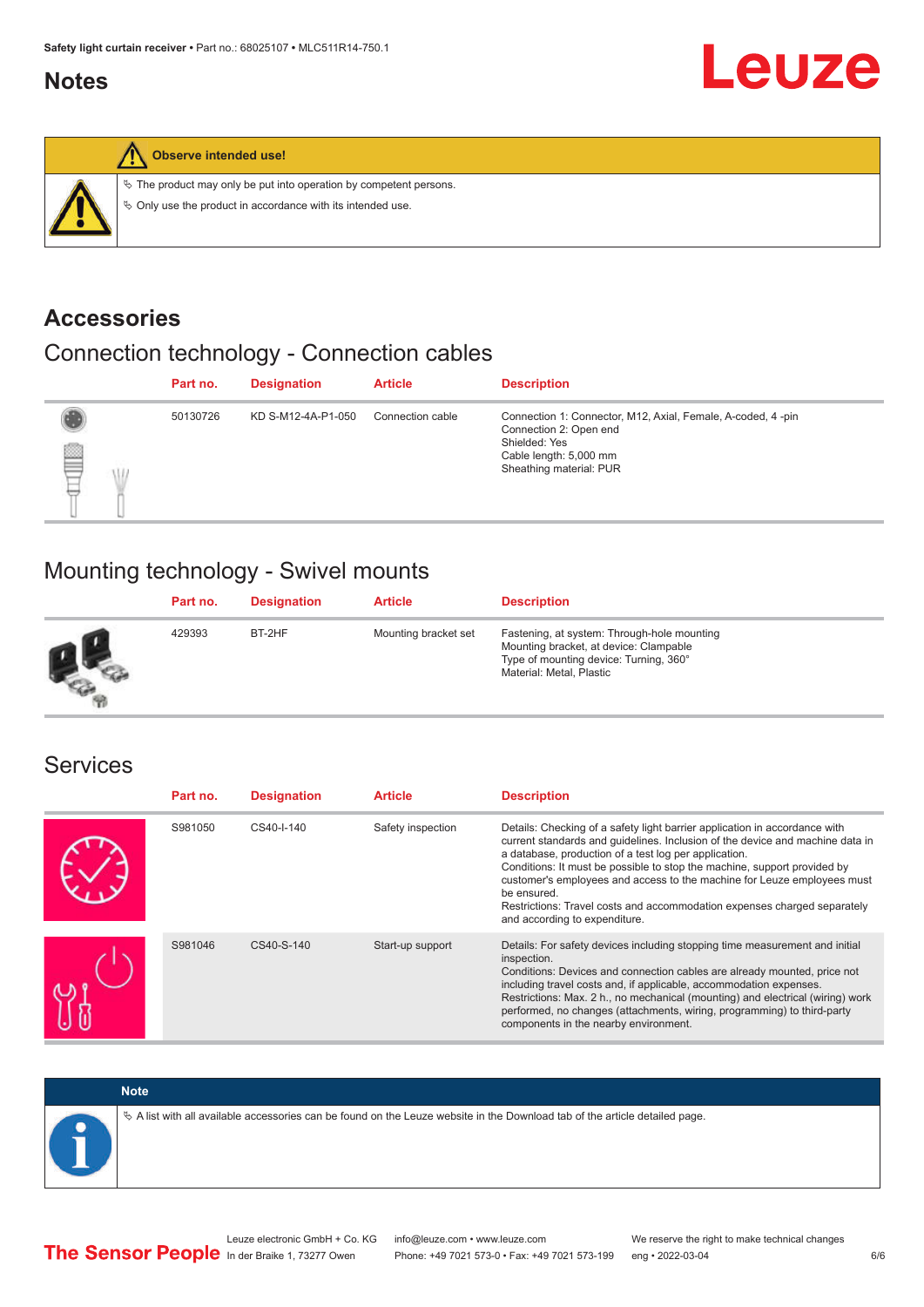## Notes

**Observe intended use!**

- ↳ The product may only be put into operation by competent persons.
- ↳ Only use the product in accordance with its intended use.

## Accessories

### Connection technology - Connection cables

| | Part no. | Designation | Article | Description |
|---|---|---|---|---|
| | 50130726 | KD S-M12-4A-P1-050 | Connection cable | Connection 1: Connector, M12, Axial, Female, A-coded, 4 -pin<br>Connection 2: Open end<br>Shielded: Yes<br>Cable length: 5,000 mm<br>Sheathing material: PUR |

### Mounting technology - Swivel mounts

| | Part no. | Designation | Article | Description |
|---|---|---|---|---|
| | 429393 | BT-2HF | Mounting bracket set | Fastening, at system: Through-hole mounting<br>Mounting bracket, at device: Clampable<br>Type of mounting device: Turning, 360°<br>Material: Metal, Plastic |

### Services

| | Part no. | Designation | Article | Description |
|---|---|---|---|---|
| | S981050 | CS40-I-140 | Safety inspection | Details: Checking of a safety light barrier application in accordance with current standards and guidelines. Inclusion of the device and machine data in a database, production of a test log per application.<br>Conditions: It must be possible to stop the machine, support provided by customer's employees and access to the machine for Leuze employees must be ensured.<br>Restrictions: Travel costs and accommodation expenses charged separately and according to expenditure. |
| | S981046 | CS40-S-140 | Start-up support | Details: For safety devices including stopping time measurement and initial inspection.<br>Conditions: Devices and connection cables are already mounted, price not including travel costs and, if applicable, accommodation expenses.<br>Restrictions: Max. 2 h., no mechanical (mounting) and electrical (wiring) work performed, no changes (attachments, wiring, programming) to third-party components in the nearby environment. |

**Note**

- ↳ A list with all available accessories can be found on the Leuze website in the Download tab of the article detailed page.